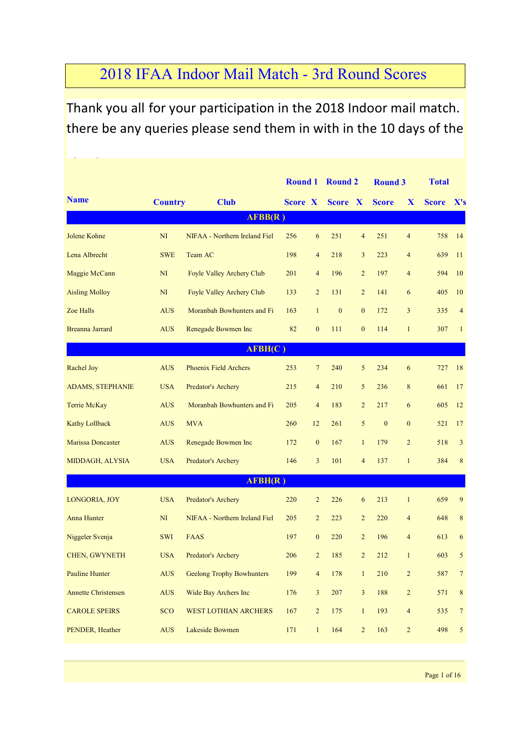# 2018 IFAA Indoor Mail Match - 3rd Round Scores

Thank you all for your participation in the 2018 Indoor mail match. there be any queries please send them in with in the 10 days of the

| Name | Country | Club | Round 1 Score | X | Round 2 Score | X | Round 3 Score | X | Total Score | X's |
|---|---|---|---|---|---|---|---|---|---|---|
| **AFBB(R )** | | | | | | | | | | |
| Jolene Kohne | NI | NIFAA - Northern Ireland Fiel | 256 | 6 | 251 | 4 | 251 | 4 | 758 | 14 |
| Lena Albrecht | SWE | Team AC | 198 | 4 | 218 | 3 | 223 | 4 | 639 | 11 |
| Maggie McCann | NI | Foyle Valley Archery Club | 201 | 4 | 196 | 2 | 197 | 4 | 594 | 10 |
| Aisling Molloy | NI | Foyle Valley Archery Club | 133 | 2 | 131 | 2 | 141 | 6 | 405 | 10 |
| Zoe Halls | AUS | Moranbah Bowhunters and Fi | 163 | 1 | 0 | 0 | 172 | 3 | 335 | 4 |
| Breanna Jarrard | AUS | Renegade Bowmen Inc | 82 | 0 | 111 | 0 | 114 | 1 | 307 | 1 |
| **AFBH(C )** | | | | | | | | | | |
| Rachel Joy | AUS | Phoenix Field Archers | 253 | 7 | 240 | 5 | 234 | 6 | 727 | 18 |
| ADAMS, STEPHANIE | USA | Predator's Archery | 215 | 4 | 210 | 5 | 236 | 8 | 661 | 17 |
| Terrie McKay | AUS | Moranbah Bowhunters and Fi | 205 | 4 | 183 | 2 | 217 | 6 | 605 | 12 |
| Kathy Lollback | AUS | MVA | 260 | 12 | 261 | 5 | 0 | 0 | 521 | 17 |
| Marissa Doncaster | AUS | Renegade Bowmen Inc | 172 | 0 | 167 | 1 | 179 | 2 | 518 | 3 |
| MIDDAGH, ALYSIA | USA | Predator's Archery | 146 | 3 | 101 | 4 | 137 | 1 | 384 | 8 |
| **AFBH(R )** | | | | | | | | | | |
| LONGORIA, JOY | USA | Predator's Archery | 220 | 2 | 226 | 6 | 213 | 1 | 659 | 9 |
| Anna Hunter | NI | NIFAA - Northern Ireland Fiel | 205 | 2 | 223 | 2 | 220 | 4 | 648 | 8 |
| Niggeler Svenja | SWI | FAAS | 197 | 0 | 220 | 2 | 196 | 4 | 613 | 6 |
| CHEN, GWYNETH | USA | Predator's Archery | 206 | 2 | 185 | 2 | 212 | 1 | 603 | 5 |
| Pauline Hunter | AUS | Geelong Trophy Bowhunters | 199 | 4 | 178 | 1 | 210 | 2 | 587 | 7 |
| Annette Christensen | AUS | Wide Bay Archers Inc | 176 | 3 | 207 | 3 | 188 | 2 | 571 | 8 |
| CAROLE SPEIRS | SCO | WEST LOTHIAN ARCHERS | 167 | 2 | 175 | 1 | 193 | 4 | 535 | 7 |
| PENDER, Heather | AUS | Lakeside Bowmen | 171 | 1 | 164 | 2 | 163 | 2 | 498 | 5 |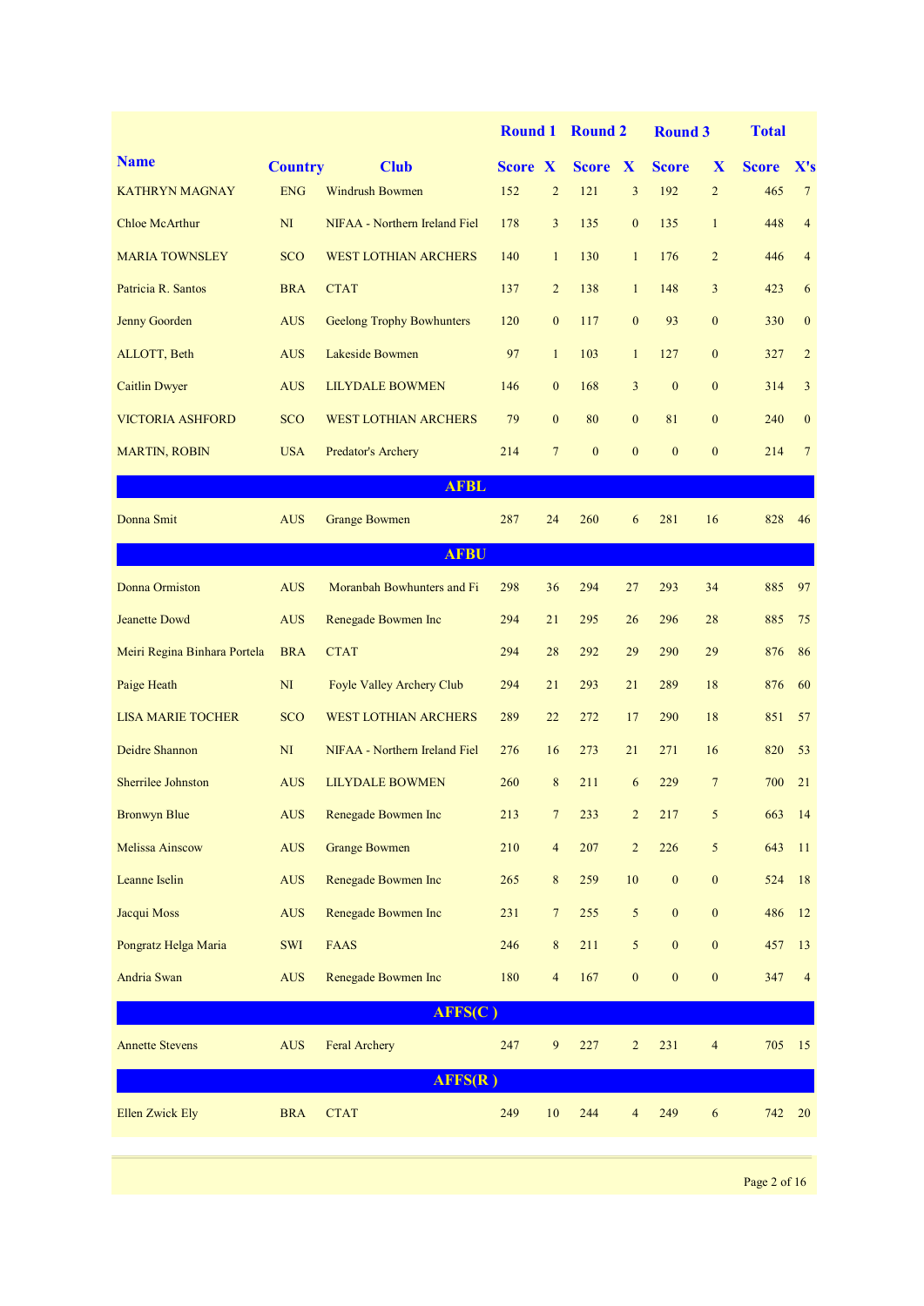| Name | Country | Club | Round 1 Score | X | Round 2 Score | X | Round 3 Score | X | Total Score | X's |
|---|---|---|---|---|---|---|---|---|---|---|
| KATHRYN MAGNAY | ENG | Windrush Bowmen | 152 | 2 | 121 | 3 | 192 | 2 | 465 | 7 |
| Chloe McArthur | NI | NIFAA - Northern Ireland Fiel | 178 | 3 | 135 | 0 | 135 | 1 | 448 | 4 |
| MARIA TOWNSLEY | SCO | WEST LOTHIAN ARCHERS | 140 | 1 | 130 | 1 | 176 | 2 | 446 | 4 |
| Patricia R. Santos | BRA | CTAT | 137 | 2 | 138 | 1 | 148 | 3 | 423 | 6 |
| Jenny Goorden | AUS | Geelong Trophy Bowhunters | 120 | 0 | 117 | 0 | 93 | 0 | 330 | 0 |
| ALLOTT, Beth | AUS | Lakeside Bowmen | 97 | 1 | 103 | 1 | 127 | 0 | 327 | 2 |
| Caitlin Dwyer | AUS | LILYDALE BOWMEN | 146 | 0 | 168 | 3 | 0 | 0 | 314 | 3 |
| VICTORIA ASHFORD | SCO | WEST LOTHIAN ARCHERS | 79 | 0 | 80 | 0 | 81 | 0 | 240 | 0 |
| MARTIN, ROBIN | USA | Predator's Archery | 214 | 7 | 0 | 0 | 0 | 0 | 214 | 7 |
| **AFBL** | | | | | | | | | | |
| Donna Smit | AUS | Grange Bowmen | 287 | 24 | 260 | 6 | 281 | 16 | 828 | 46 |
| **AFBU** | | | | | | | | | | |
| Donna Ormiston | AUS | Moranbah Bowhunters and Fi | 298 | 36 | 294 | 27 | 293 | 34 | 885 | 97 |
| Jeanette Dowd | AUS | Renegade Bowmen Inc | 294 | 21 | 295 | 26 | 296 | 28 | 885 | 75 |
| Meiri Regina Binhara Portela | BRA | CTAT | 294 | 28 | 292 | 29 | 290 | 29 | 876 | 86 |
| Paige Heath | NI | Foyle Valley Archery Club | 294 | 21 | 293 | 21 | 289 | 18 | 876 | 60 |
| LISA MARIE TOCHER | SCO | WEST LOTHIAN ARCHERS | 289 | 22 | 272 | 17 | 290 | 18 | 851 | 57 |
| Deidre Shannon | NI | NIFAA - Northern Ireland Fiel | 276 | 16 | 273 | 21 | 271 | 16 | 820 | 53 |
| Sherrilee Johnston | AUS | LILYDALE BOWMEN | 260 | 8 | 211 | 6 | 229 | 7 | 700 | 21 |
| Bronwyn Blue | AUS | Renegade Bowmen Inc | 213 | 7 | 233 | 2 | 217 | 5 | 663 | 14 |
| Melissa Ainscow | AUS | Grange Bowmen | 210 | 4 | 207 | 2 | 226 | 5 | 643 | 11 |
| Leanne Iselin | AUS | Renegade Bowmen Inc | 265 | 8 | 259 | 10 | 0 | 0 | 524 | 18 |
| Jacqui Moss | AUS | Renegade Bowmen Inc | 231 | 7 | 255 | 5 | 0 | 0 | 486 | 12 |
| Pongratz Helga Maria | SWI | FAAS | 246 | 8 | 211 | 5 | 0 | 0 | 457 | 13 |
| Andria Swan | AUS | Renegade Bowmen Inc | 180 | 4 | 167 | 0 | 0 | 0 | 347 | 4 |
| **AFFS(C )** | | | | | | | | | | |
| Annette Stevens | AUS | Feral Archery | 247 | 9 | 227 | 2 | 231 | 4 | 705 | 15 |
| **AFFS(R )** | | | | | | | | | | |
| Ellen Zwick Ely | BRA | CTAT | 249 | 10 | 244 | 4 | 249 | 6 | 742 | 20 |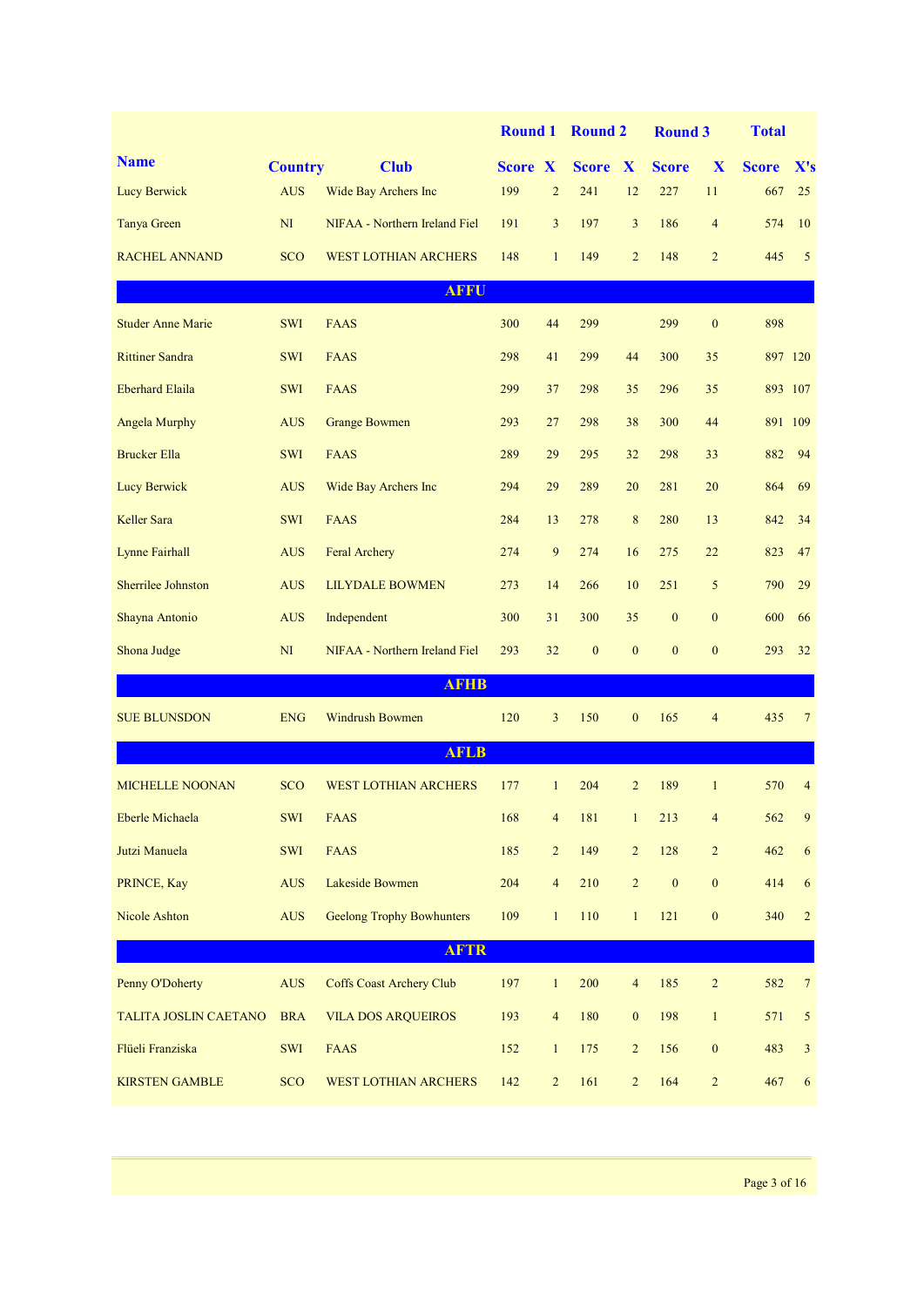| Name | Country | Club | Round 1 Score | X | Round 2 Score | X | Round 3 Score | X | Total Score | X's |
|---|---|---|---|---|---|---|---|---|---|---|
| Lucy Berwick | AUS | Wide Bay Archers Inc | 199 | 2 | 241 | 12 | 227 | 11 | 667 | 25 |
| Tanya Green | NI | NIFAA - Northern Ireland Fiel | 191 | 3 | 197 | 3 | 186 | 4 | 574 | 10 |
| RACHEL ANNAND | SCO | WEST LOTHIAN ARCHERS | 148 | 1 | 149 | 2 | 148 | 2 | 445 | 5 |
| | | **AFFU** | | | | | | | | |
| Studer Anne Marie | SWI | FAAS | 300 | 44 | 299 | | 299 | 0 | 898 | |
| Rittiner Sandra | SWI | FAAS | 298 | 41 | 299 | 44 | 300 | 35 | 897 | 120 |
| Eberhard Elaila | SWI | FAAS | 299 | 37 | 298 | 35 | 296 | 35 | 893 | 107 |
| Angela Murphy | AUS | Grange Bowmen | 293 | 27 | 298 | 38 | 300 | 44 | 891 | 109 |
| Brucker Ella | SWI | FAAS | 289 | 29 | 295 | 32 | 298 | 33 | 882 | 94 |
| Lucy Berwick | AUS | Wide Bay Archers Inc | 294 | 29 | 289 | 20 | 281 | 20 | 864 | 69 |
| Keller Sara | SWI | FAAS | 284 | 13 | 278 | 8 | 280 | 13 | 842 | 34 |
| Lynne Fairhall | AUS | Feral Archery | 274 | 9 | 274 | 16 | 275 | 22 | 823 | 47 |
| Sherrilee Johnston | AUS | LILYDALE BOWMEN | 273 | 14 | 266 | 10 | 251 | 5 | 790 | 29 |
| Shayna Antonio | AUS | Independent | 300 | 31 | 300 | 35 | 0 | 0 | 600 | 66 |
| Shona Judge | NI | NIFAA - Northern Ireland Fiel | 293 | 32 | 0 | 0 | 0 | 0 | 293 | 32 |
| | | **AFHB** | | | | | | | | |
| SUE BLUNSDON | ENG | Windrush Bowmen | 120 | 3 | 150 | 0 | 165 | 4 | 435 | 7 |
| | | **AFLB** | | | | | | | | |
| MICHELLE NOONAN | SCO | WEST LOTHIAN ARCHERS | 177 | 1 | 204 | 2 | 189 | 1 | 570 | 4 |
| Eberle Michaela | SWI | FAAS | 168 | 4 | 181 | 1 | 213 | 4 | 562 | 9 |
| Jutzi Manuela | SWI | FAAS | 185 | 2 | 149 | 2 | 128 | 2 | 462 | 6 |
| PRINCE, Kay | AUS | Lakeside Bowmen | 204 | 4 | 210 | 2 | 0 | 0 | 414 | 6 |
| Nicole Ashton | AUS | Geelong Trophy Bowhunters | 109 | 1 | 110 | 1 | 121 | 0 | 340 | 2 |
| | | **AFTR** | | | | | | | | |
| Penny O'Doherty | AUS | Coffs Coast Archery Club | 197 | 1 | 200 | 4 | 185 | 2 | 582 | 7 |
| TALITA JOSLIN CAETANO | BRA | VILA DOS ARQUEIROS | 193 | 4 | 180 | 0 | 198 | 1 | 571 | 5 |
| Flüeli Franziska | SWI | FAAS | 152 | 1 | 175 | 2 | 156 | 0 | 483 | 3 |
| KIRSTEN GAMBLE | SCO | WEST LOTHIAN ARCHERS | 142 | 2 | 161 | 2 | 164 | 2 | 467 | 6 |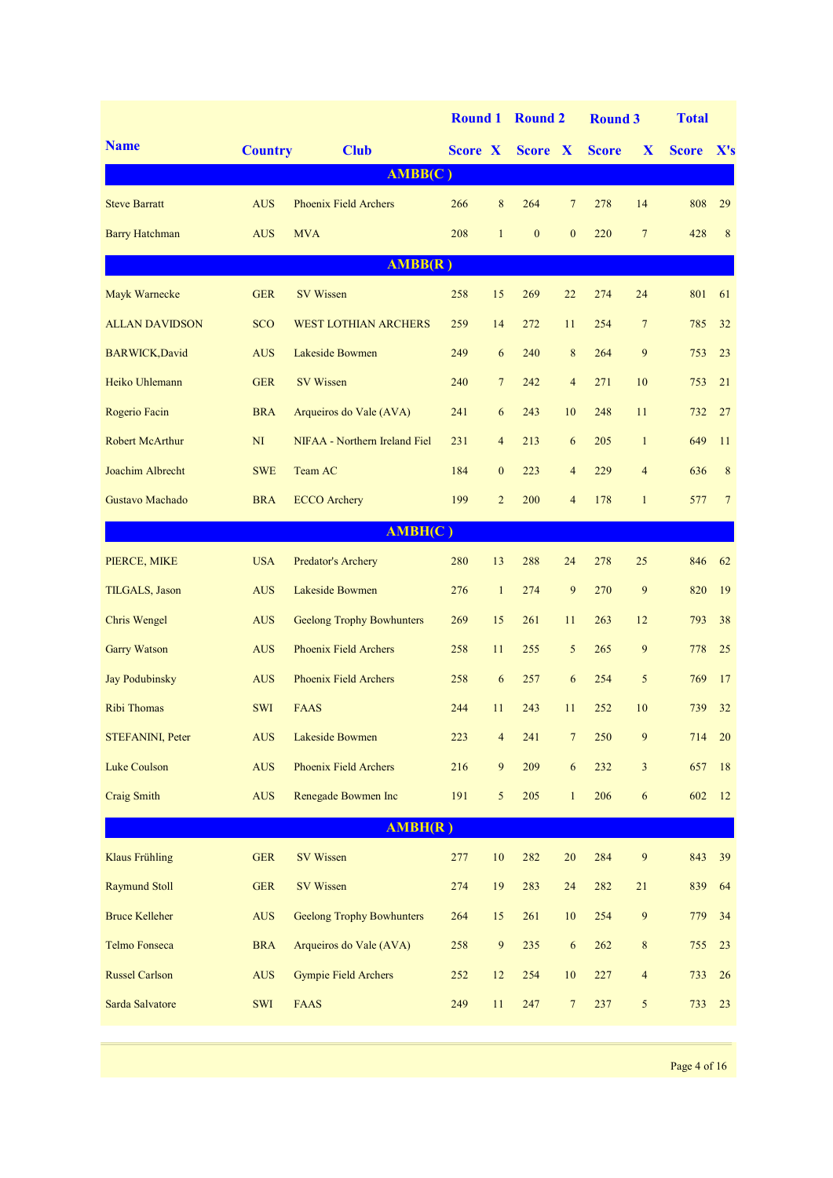| Name | Country | Club | Round 1 Score | X | Round 2 Score | X | Round 3 Score | X | Total Score | X's |
|---|---|---|---|---|---|---|---|---|---|---|
| **AMBB(C )** | | | | | | | | | | |
| Steve Barratt | AUS | Phoenix Field Archers | 266 | 8 | 264 | 7 | 278 | 14 | 808 | 29 |
| Barry Hatchman | AUS | MVA | 208 | 1 | 0 | 0 | 220 | 7 | 428 | 8 |
| **AMBB(R )** | | | | | | | | | | |
| Mayk Warnecke | GER | SV Wissen | 258 | 15 | 269 | 22 | 274 | 24 | 801 | 61 |
| ALLAN DAVIDSON | SCO | WEST LOTHIAN ARCHERS | 259 | 14 | 272 | 11 | 254 | 7 | 785 | 32 |
| BARWICK,David | AUS | Lakeside Bowmen | 249 | 6 | 240 | 8 | 264 | 9 | 753 | 23 |
| Heiko Uhlemann | GER | SV Wissen | 240 | 7 | 242 | 4 | 271 | 10 | 753 | 21 |
| Rogerio Facin | BRA | Arqueiros do Vale (AVA) | 241 | 6 | 243 | 10 | 248 | 11 | 732 | 27 |
| Robert McArthur | NI | NIFAA - Northern Ireland Fiel | 231 | 4 | 213 | 6 | 205 | 1 | 649 | 11 |
| Joachim Albrecht | SWE | Team AC | 184 | 0 | 223 | 4 | 229 | 4 | 636 | 8 |
| Gustavo Machado | BRA | ECCO Archery | 199 | 2 | 200 | 4 | 178 | 1 | 577 | 7 |
| **AMBH(C )** | | | | | | | | | | |
| PIERCE, MIKE | USA | Predator's Archery | 280 | 13 | 288 | 24 | 278 | 25 | 846 | 62 |
| TILGALS, Jason | AUS | Lakeside Bowmen | 276 | 1 | 274 | 9 | 270 | 9 | 820 | 19 |
| Chris Wengel | AUS | Geelong Trophy Bowhunters | 269 | 15 | 261 | 11 | 263 | 12 | 793 | 38 |
| Garry Watson | AUS | Phoenix Field Archers | 258 | 11 | 255 | 5 | 265 | 9 | 778 | 25 |
| Jay Podubinsky | AUS | Phoenix Field Archers | 258 | 6 | 257 | 6 | 254 | 5 | 769 | 17 |
| Ribi Thomas | SWI | FAAS | 244 | 11 | 243 | 11 | 252 | 10 | 739 | 32 |
| STEFANINI, Peter | AUS | Lakeside Bowmen | 223 | 4 | 241 | 7 | 250 | 9 | 714 | 20 |
| Luke Coulson | AUS | Phoenix Field Archers | 216 | 9 | 209 | 6 | 232 | 3 | 657 | 18 |
| Craig Smith | AUS | Renegade Bowmen Inc | 191 | 5 | 205 | 1 | 206 | 6 | 602 | 12 |
| **AMBH(R )** | | | | | | | | | | |
| Klaus Frühling | GER | SV Wissen | 277 | 10 | 282 | 20 | 284 | 9 | 843 | 39 |
| Raymund Stoll | GER | SV Wissen | 274 | 19 | 283 | 24 | 282 | 21 | 839 | 64 |
| Bruce Kelleher | AUS | Geelong Trophy Bowhunters | 264 | 15 | 261 | 10 | 254 | 9 | 779 | 34 |
| Telmo Fonseca | BRA | Arqueiros do Vale (AVA) | 258 | 9 | 235 | 6 | 262 | 8 | 755 | 23 |
| Russel Carlson | AUS | Gympie Field Archers | 252 | 12 | 254 | 10 | 227 | 4 | 733 | 26 |
| Sarda Salvatore | SWI | FAAS | 249 | 11 | 247 | 7 | 237 | 5 | 733 | 23 |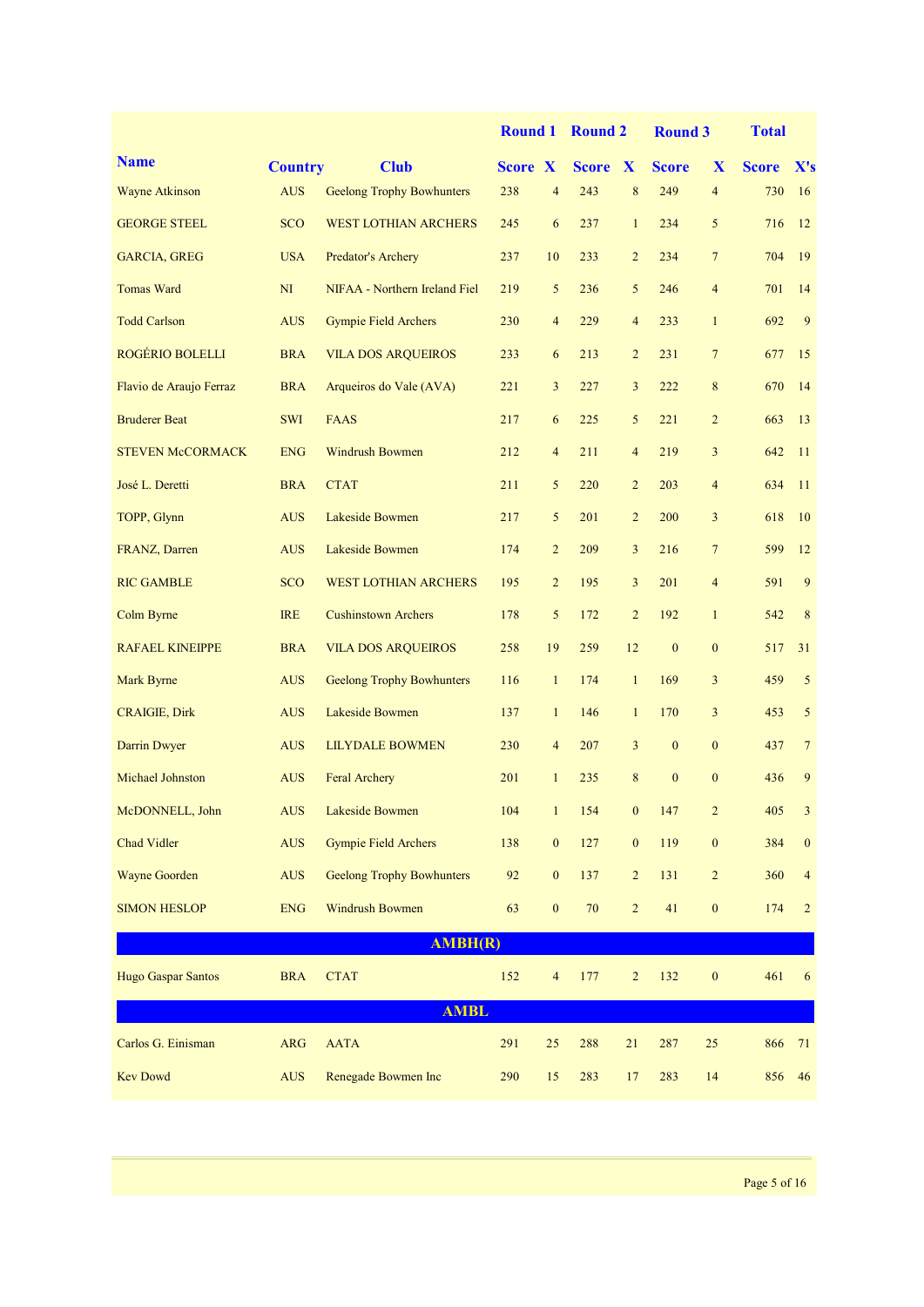| | | | Round 1 | | Round 2 | | Round 3 | | Total | |
|---|---|---|---|---|---|---|---|---|---|---|
| **Name** | **Country** | **Club** | **Score** | **X** | **Score** | **X** | **Score** | **X** | **Score** | **X's** |
| Wayne Atkinson | AUS | Geelong Trophy Bowhunters | 238 | 4 | 243 | 8 | 249 | 4 | 730 | 16 |
| GEORGE STEEL | SCO | WEST LOTHIAN ARCHERS | 245 | 6 | 237 | 1 | 234 | 5 | 716 | 12 |
| GARCIA, GREG | USA | Predator's Archery | 237 | 10 | 233 | 2 | 234 | 7 | 704 | 19 |
| Tomas Ward | NI | NIFAA - Northern Ireland Fiel | 219 | 5 | 236 | 5 | 246 | 4 | 701 | 14 |
| Todd Carlson | AUS | Gympie Field Archers | 230 | 4 | 229 | 4 | 233 | 1 | 692 | 9 |
| ROGÉRIO BOLELLI | BRA | VILA DOS ARQUEIROS | 233 | 6 | 213 | 2 | 231 | 7 | 677 | 15 |
| Flavio de Araujo Ferraz | BRA | Arqueiros do Vale (AVA) | 221 | 3 | 227 | 3 | 222 | 8 | 670 | 14 |
| Bruderer Beat | SWI | FAAS | 217 | 6 | 225 | 5 | 221 | 2 | 663 | 13 |
| STEVEN McCORMACK | ENG | Windrush Bowmen | 212 | 4 | 211 | 4 | 219 | 3 | 642 | 11 |
| José L. Deretti | BRA | CTAT | 211 | 5 | 220 | 2 | 203 | 4 | 634 | 11 |
| TOPP, Glynn | AUS | Lakeside Bowmen | 217 | 5 | 201 | 2 | 200 | 3 | 618 | 10 |
| FRANZ, Darren | AUS | Lakeside Bowmen | 174 | 2 | 209 | 3 | 216 | 7 | 599 | 12 |
| RIC GAMBLE | SCO | WEST LOTHIAN ARCHERS | 195 | 2 | 195 | 3 | 201 | 4 | 591 | 9 |
| Colm Byrne | IRE | Cushinstown Archers | 178 | 5 | 172 | 2 | 192 | 1 | 542 | 8 |
| RAFAEL KINEIPPE | BRA | VILA DOS ARQUEIROS | 258 | 19 | 259 | 12 | 0 | 0 | 517 | 31 |
| Mark Byrne | AUS | Geelong Trophy Bowhunters | 116 | 1 | 174 | 1 | 169 | 3 | 459 | 5 |
| CRAIGIE, Dirk | AUS | Lakeside Bowmen | 137 | 1 | 146 | 1 | 170 | 3 | 453 | 5 |
| Darrin Dwyer | AUS | LILYDALE BOWMEN | 230 | 4 | 207 | 3 | 0 | 0 | 437 | 7 |
| Michael Johnston | AUS | Feral Archery | 201 | 1 | 235 | 8 | 0 | 0 | 436 | 9 |
| McDONNELL, John | AUS | Lakeside Bowmen | 104 | 1 | 154 | 0 | 147 | 2 | 405 | 3 |
| Chad Vidler | AUS | Gympie Field Archers | 138 | 0 | 127 | 0 | 119 | 0 | 384 | 0 |
| Wayne Goorden | AUS | Geelong Trophy Bowhunters | 92 | 0 | 137 | 2 | 131 | 2 | 360 | 4 |
| SIMON HESLOP | ENG | Windrush Bowmen | 63 | 0 | 70 | 2 | 41 | 0 | 174 | 2 |
| **AMBH(R)** | | | | | | | | | | |
| Hugo Gaspar Santos | BRA | CTAT | 152 | 4 | 177 | 2 | 132 | 0 | 461 | 6 |
| **AMBL** | | | | | | | | | | |
| Carlos G. Einisman | ARG | AATA | 291 | 25 | 288 | 21 | 287 | 25 | 866 | 71 |
| Kev Dowd | AUS | Renegade Bowmen Inc | 290 | 15 | 283 | 17 | 283 | 14 | 856 | 46 |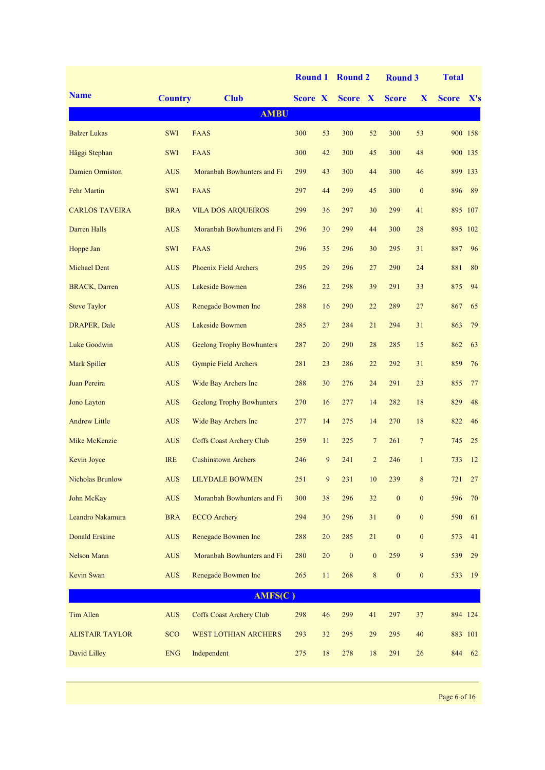| Name | Country | Club | Round 1 Score | X | Round 2 Score | X | Round 3 Score | X | Total Score | X's |
|---|---|---|---|---|---|---|---|---|---|---|
| **AMBU** | | | | | | | | | | |
| Balzer Lukas | SWI | FAAS | 300 | 53 | 300 | 52 | 300 | 53 | 900 | 158 |
| Häggi Stephan | SWI | FAAS | 300 | 42 | 300 | 45 | 300 | 48 | 900 | 135 |
| Damien Ormiston | AUS | Moranbah Bowhunters and Fi | 299 | 43 | 300 | 44 | 300 | 46 | 899 | 133 |
| Fehr Martin | SWI | FAAS | 297 | 44 | 299 | 45 | 300 | 0 | 896 | 89 |
| CARLOS TAVEIRA | BRA | VILA DOS ARQUEIROS | 299 | 36 | 297 | 30 | 299 | 41 | 895 | 107 |
| Darren Halls | AUS | Moranbah Bowhunters and Fi | 296 | 30 | 299 | 44 | 300 | 28 | 895 | 102 |
| Hoppe Jan | SWI | FAAS | 296 | 35 | 296 | 30 | 295 | 31 | 887 | 96 |
| Michael Dent | AUS | Phoenix Field Archers | 295 | 29 | 296 | 27 | 290 | 24 | 881 | 80 |
| BRACK, Darren | AUS | Lakeside Bowmen | 286 | 22 | 298 | 39 | 291 | 33 | 875 | 94 |
| Steve Taylor | AUS | Renegade Bowmen Inc | 288 | 16 | 290 | 22 | 289 | 27 | 867 | 65 |
| DRAPER, Dale | AUS | Lakeside Bowmen | 285 | 27 | 284 | 21 | 294 | 31 | 863 | 79 |
| Luke Goodwin | AUS | Geelong Trophy Bowhunters | 287 | 20 | 290 | 28 | 285 | 15 | 862 | 63 |
| Mark Spiller | AUS | Gympie Field Archers | 281 | 23 | 286 | 22 | 292 | 31 | 859 | 76 |
| Juan Pereira | AUS | Wide Bay Archers Inc | 288 | 30 | 276 | 24 | 291 | 23 | 855 | 77 |
| Jono Layton | AUS | Geelong Trophy Bowhunters | 270 | 16 | 277 | 14 | 282 | 18 | 829 | 48 |
| Andrew Little | AUS | Wide Bay Archers Inc | 277 | 14 | 275 | 14 | 270 | 18 | 822 | 46 |
| Mike McKenzie | AUS | Coffs Coast Archery Club | 259 | 11 | 225 | 7 | 261 | 7 | 745 | 25 |
| Kevin Joyce | IRE | Cushinstown Archers | 246 | 9 | 241 | 2 | 246 | 1 | 733 | 12 |
| Nicholas Brunlow | AUS | LILYDALE BOWMEN | 251 | 9 | 231 | 10 | 239 | 8 | 721 | 27 |
| John McKay | AUS | Moranbah Bowhunters and Fi | 300 | 38 | 296 | 32 | 0 | 0 | 596 | 70 |
| Leandro Nakamura | BRA | ECCO Archery | 294 | 30 | 296 | 31 | 0 | 0 | 590 | 61 |
| Donald Erskine | AUS | Renegade Bowmen Inc | 288 | 20 | 285 | 21 | 0 | 0 | 573 | 41 |
| Nelson Mann | AUS | Moranbah Bowhunters and Fi | 280 | 20 | 0 | 0 | 259 | 9 | 539 | 29 |
| Kevin Swan | AUS | Renegade Bowmen Inc | 265 | 11 | 268 | 8 | 0 | 0 | 533 | 19 |
| **AMFS(C )** | | | | | | | | | | |
| Tim Allen | AUS | Coffs Coast Archery Club | 298 | 46 | 299 | 41 | 297 | 37 | 894 | 124 |
| ALISTAIR TAYLOR | SCO | WEST LOTHIAN ARCHERS | 293 | 32 | 295 | 29 | 295 | 40 | 883 | 101 |
| David Lilley | ENG | Independent | 275 | 18 | 278 | 18 | 291 | 26 | 844 | 62 |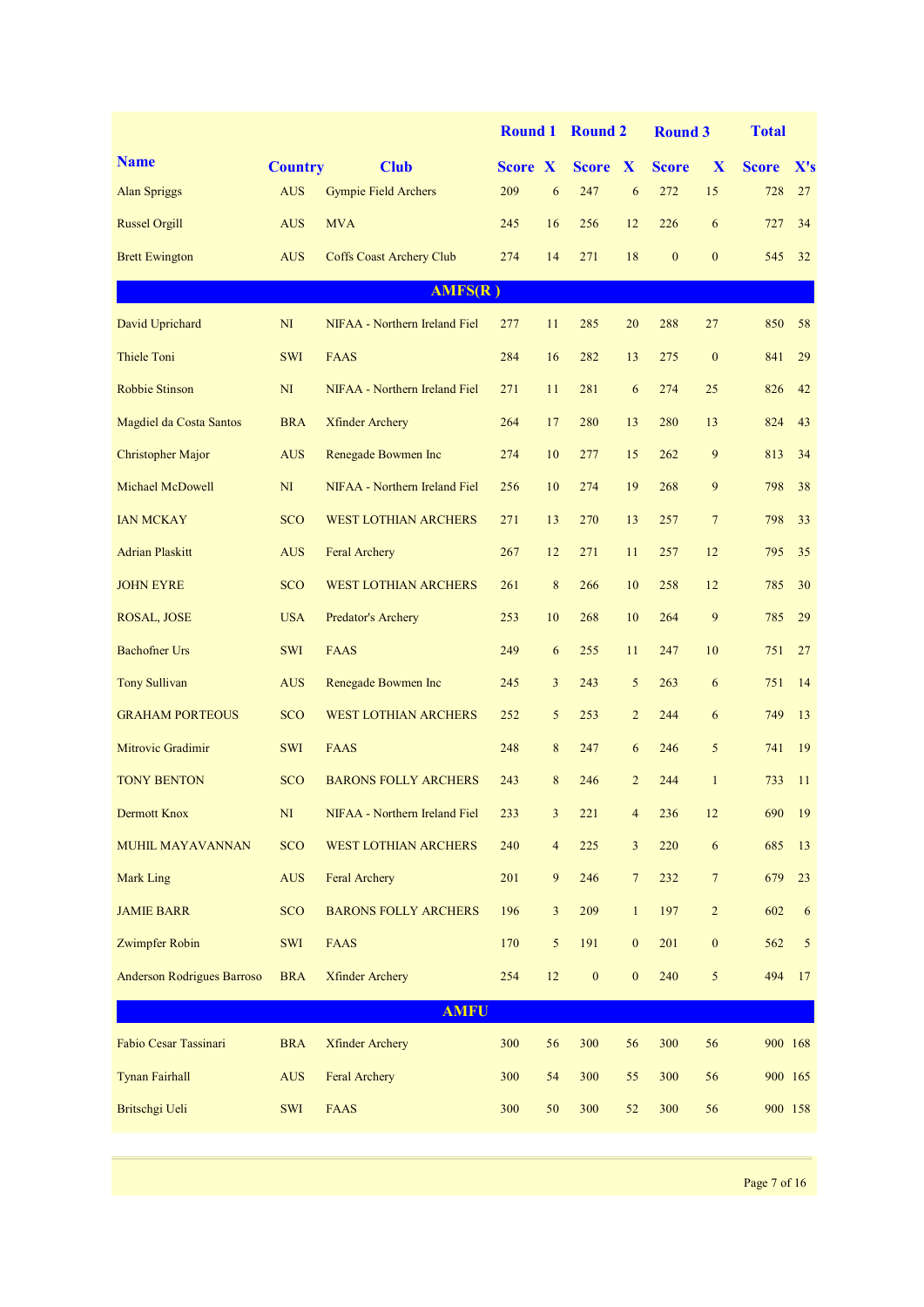| Name | Country | Club | Round 1 Score | X | Round 2 Score | X | Round 3 Score | X | Total Score | X's |
|---|---|---|---|---|---|---|---|---|---|---|
| Alan Spriggs | AUS | Gympie Field Archers | 209 | 6 | 247 | 6 | 272 | 15 | 728 | 27 |
| Russel Orgill | AUS | MVA | 245 | 16 | 256 | 12 | 226 | 6 | 727 | 34 |
| Brett Ewington | AUS | Coffs Coast Archery Club | 274 | 14 | 271 | 18 | 0 | 0 | 545 | 32 |
| **AMFS(R )** | | | | | | | | | | |
| David Uprichard | NI | NIFAA - Northern Ireland Fiel | 277 | 11 | 285 | 20 | 288 | 27 | 850 | 58 |
| Thiele Toni | SWI | FAAS | 284 | 16 | 282 | 13 | 275 | 0 | 841 | 29 |
| Robbie Stinson | NI | NIFAA - Northern Ireland Fiel | 271 | 11 | 281 | 6 | 274 | 25 | 826 | 42 |
| Magdiel da Costa Santos | BRA | Xfinder Archery | 264 | 17 | 280 | 13 | 280 | 13 | 824 | 43 |
| Christopher Major | AUS | Renegade Bowmen Inc | 274 | 10 | 277 | 15 | 262 | 9 | 813 | 34 |
| Michael McDowell | NI | NIFAA - Northern Ireland Fiel | 256 | 10 | 274 | 19 | 268 | 9 | 798 | 38 |
| IAN MCKAY | SCO | WEST LOTHIAN ARCHERS | 271 | 13 | 270 | 13 | 257 | 7 | 798 | 33 |
| Adrian Plaskitt | AUS | Feral Archery | 267 | 12 | 271 | 11 | 257 | 12 | 795 | 35 |
| JOHN EYRE | SCO | WEST LOTHIAN ARCHERS | 261 | 8 | 266 | 10 | 258 | 12 | 785 | 30 |
| ROSAL, JOSE | USA | Predator's Archery | 253 | 10 | 268 | 10 | 264 | 9 | 785 | 29 |
| Bachofner Urs | SWI | FAAS | 249 | 6 | 255 | 11 | 247 | 10 | 751 | 27 |
| Tony Sullivan | AUS | Renegade Bowmen Inc | 245 | 3 | 243 | 5 | 263 | 6 | 751 | 14 |
| GRAHAM PORTEOUS | SCO | WEST LOTHIAN ARCHERS | 252 | 5 | 253 | 2 | 244 | 6 | 749 | 13 |
| Mitrovic Gradimir | SWI | FAAS | 248 | 8 | 247 | 6 | 246 | 5 | 741 | 19 |
| TONY BENTON | SCO | BARONS FOLLY ARCHERS | 243 | 8 | 246 | 2 | 244 | 1 | 733 | 11 |
| Dermott Knox | NI | NIFAA - Northern Ireland Fiel | 233 | 3 | 221 | 4 | 236 | 12 | 690 | 19 |
| MUHIL MAYAVANNAN | SCO | WEST LOTHIAN ARCHERS | 240 | 4 | 225 | 3 | 220 | 6 | 685 | 13 |
| Mark Ling | AUS | Feral Archery | 201 | 9 | 246 | 7 | 232 | 7 | 679 | 23 |
| JAMIE BARR | SCO | BARONS FOLLY ARCHERS | 196 | 3 | 209 | 1 | 197 | 2 | 602 | 6 |
| Zwimpfer Robin | SWI | FAAS | 170 | 5 | 191 | 0 | 201 | 0 | 562 | 5 |
| Anderson Rodrigues Barroso | BRA | Xfinder Archery | 254 | 12 | 0 | 0 | 240 | 5 | 494 | 17 |
| **AMFU** | | | | | | | | | | |
| Fabio Cesar Tassinari | BRA | Xfinder Archery | 300 | 56 | 300 | 56 | 300 | 56 | 900 | 168 |
| Tynan Fairhall | AUS | Feral Archery | 300 | 54 | 300 | 55 | 300 | 56 | 900 | 165 |
| Britschgi Ueli | SWI | FAAS | 300 | 50 | 300 | 52 | 300 | 56 | 900 | 158 |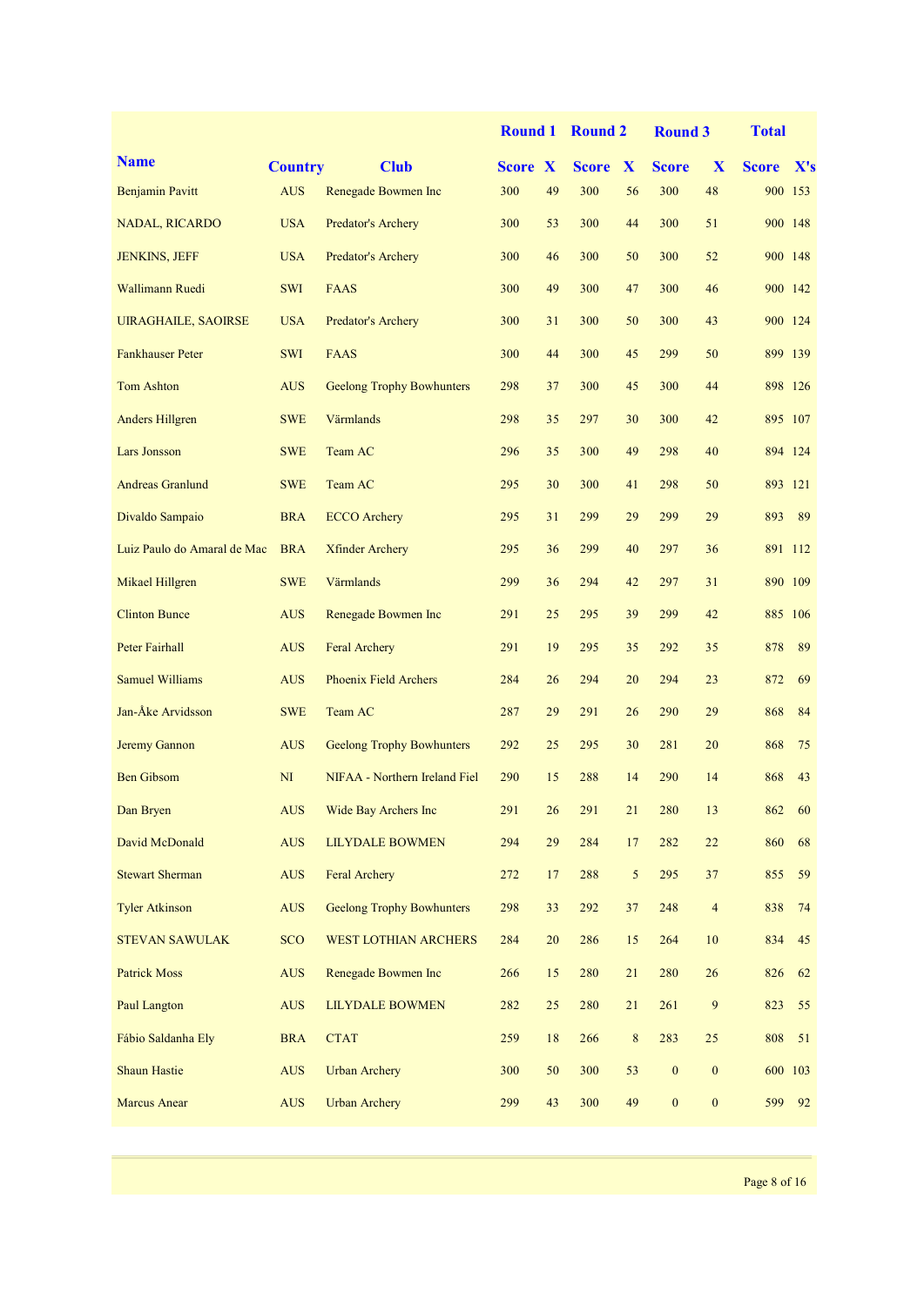| | | | Round 1 | | Round 2 | | Round 3 | | Total | |
|---|---|---|---|---|---|---|---|---|---|---|
| Name | Country | Club | Score | X | Score | X | Score | X | Score | X's |
| Benjamin Pavitt | AUS | Renegade Bowmen Inc | 300 | 49 | 300 | 56 | 300 | 48 | 900 | 153 |
| NADAL, RICARDO | USA | Predator's Archery | 300 | 53 | 300 | 44 | 300 | 51 | 900 | 148 |
| JENKINS, JEFF | USA | Predator's Archery | 300 | 46 | 300 | 50 | 300 | 52 | 900 | 148 |
| Wallimann Ruedi | SWI | FAAS | 300 | 49 | 300 | 47 | 300 | 46 | 900 | 142 |
| UIRAGHAILE, SAOIRSE | USA | Predator's Archery | 300 | 31 | 300 | 50 | 300 | 43 | 900 | 124 |
| Fankhauser Peter | SWI | FAAS | 300 | 44 | 300 | 45 | 299 | 50 | 899 | 139 |
| Tom Ashton | AUS | Geelong Trophy Bowhunters | 298 | 37 | 300 | 45 | 300 | 44 | 898 | 126 |
| Anders Hillgren | SWE | Värmlands | 298 | 35 | 297 | 30 | 300 | 42 | 895 | 107 |
| Lars Jonsson | SWE | Team AC | 296 | 35 | 300 | 49 | 298 | 40 | 894 | 124 |
| Andreas Granlund | SWE | Team AC | 295 | 30 | 300 | 41 | 298 | 50 | 893 | 121 |
| Divaldo Sampaio | BRA | ECCO Archery | 295 | 31 | 299 | 29 | 299 | 29 | 893 | 89 |
| Luiz Paulo do Amaral de Mac | BRA | Xfinder Archery | 295 | 36 | 299 | 40 | 297 | 36 | 891 | 112 |
| Mikael Hillgren | SWE | Värmlands | 299 | 36 | 294 | 42 | 297 | 31 | 890 | 109 |
| Clinton Bunce | AUS | Renegade Bowmen Inc | 291 | 25 | 295 | 39 | 299 | 42 | 885 | 106 |
| Peter Fairhall | AUS | Feral Archery | 291 | 19 | 295 | 35 | 292 | 35 | 878 | 89 |
| Samuel Williams | AUS | Phoenix Field Archers | 284 | 26 | 294 | 20 | 294 | 23 | 872 | 69 |
| Jan-Åke Arvidsson | SWE | Team AC | 287 | 29 | 291 | 26 | 290 | 29 | 868 | 84 |
| Jeremy Gannon | AUS | Geelong Trophy Bowhunters | 292 | 25 | 295 | 30 | 281 | 20 | 868 | 75 |
| Ben Gibsom | NI | NIFAA - Northern Ireland Fiel | 290 | 15 | 288 | 14 | 290 | 14 | 868 | 43 |
| Dan Bryen | AUS | Wide Bay Archers Inc | 291 | 26 | 291 | 21 | 280 | 13 | 862 | 60 |
| David McDonald | AUS | LILYDALE BOWMEN | 294 | 29 | 284 | 17 | 282 | 22 | 860 | 68 |
| Stewart Sherman | AUS | Feral Archery | 272 | 17 | 288 | 5 | 295 | 37 | 855 | 59 |
| Tyler Atkinson | AUS | Geelong Trophy Bowhunters | 298 | 33 | 292 | 37 | 248 | 4 | 838 | 74 |
| STEVAN SAWULAK | SCO | WEST LOTHIAN ARCHERS | 284 | 20 | 286 | 15 | 264 | 10 | 834 | 45 |
| Patrick Moss | AUS | Renegade Bowmen Inc | 266 | 15 | 280 | 21 | 280 | 26 | 826 | 62 |
| Paul Langton | AUS | LILYDALE BOWMEN | 282 | 25 | 280 | 21 | 261 | 9 | 823 | 55 |
| Fábio Saldanha Ely | BRA | CTAT | 259 | 18 | 266 | 8 | 283 | 25 | 808 | 51 |
| Shaun Hastie | AUS | Urban Archery | 300 | 50 | 300 | 53 | 0 | 0 | 600 | 103 |
| Marcus Anear | AUS | Urban Archery | 299 | 43 | 300 | 49 | 0 | 0 | 599 | 92 |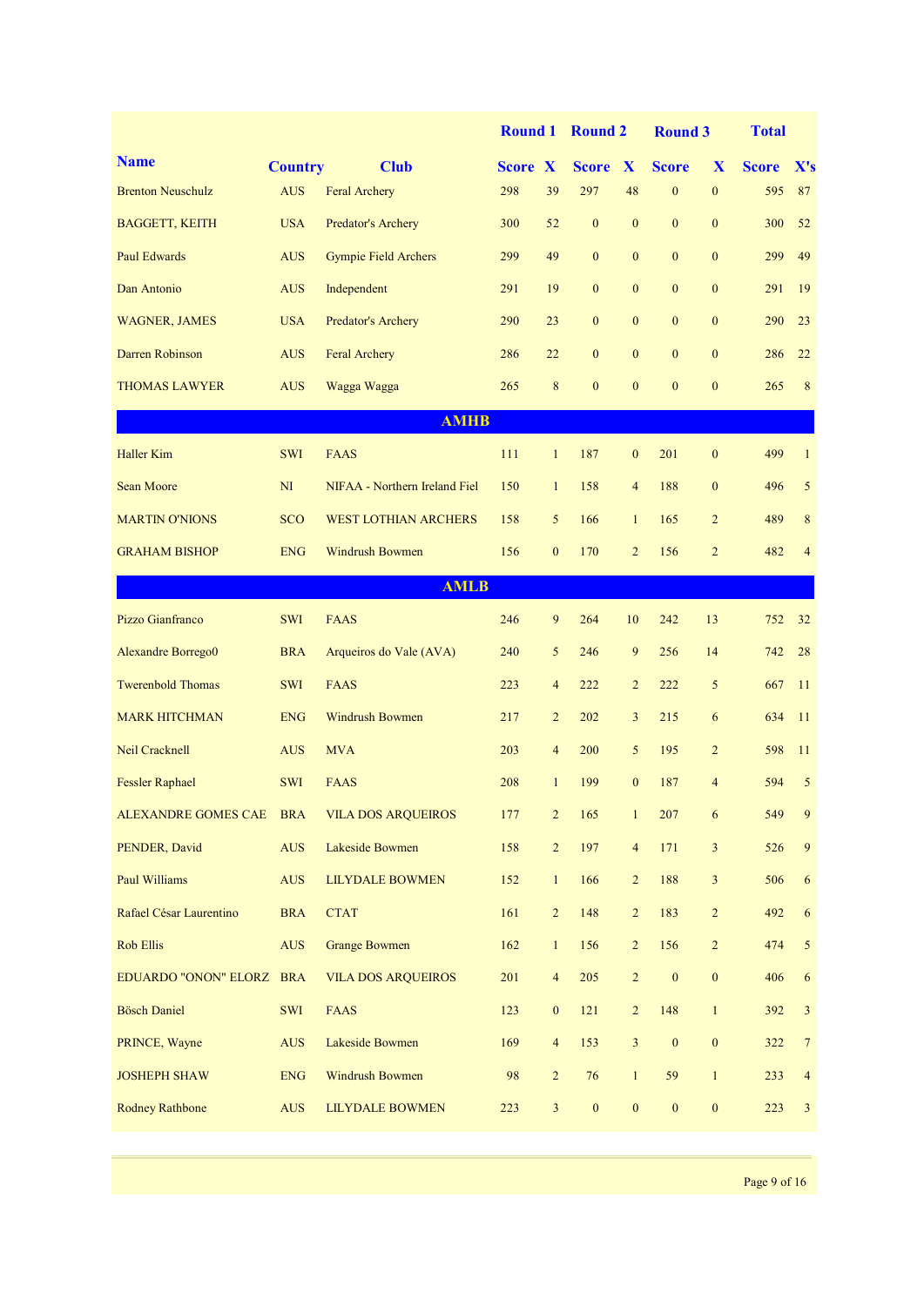| Name | Country | Club | Round 1 Score | X | Round 2 Score | X | Round 3 Score | X | Total Score | X's |
|---|---|---|---|---|---|---|---|---|---|---|
| Brenton Neuschulz | AUS | Feral Archery | 298 | 39 | 297 | 48 | 0 | 0 | 595 | 87 |
| BAGGETT, KEITH | USA | Predator's Archery | 300 | 52 | 0 | 0 | 0 | 0 | 300 | 52 |
| Paul Edwards | AUS | Gympie Field Archers | 299 | 49 | 0 | 0 | 0 | 0 | 299 | 49 |
| Dan Antonio | AUS | Independent | 291 | 19 | 0 | 0 | 0 | 0 | 291 | 19 |
| WAGNER, JAMES | USA | Predator's Archery | 290 | 23 | 0 | 0 | 0 | 0 | 290 | 23 |
| Darren Robinson | AUS | Feral Archery | 286 | 22 | 0 | 0 | 0 | 0 | 286 | 22 |
| THOMAS LAWYER | AUS | Wagga Wagga | 265 | 8 | 0 | 0 | 0 | 0 | 265 | 8 |
| **AMHB** | | | | | | | | | | |
| Haller Kim | SWI | FAAS | 111 | 1 | 187 | 0 | 201 | 0 | 499 | 1 |
| Sean Moore | NI | NIFAA - Northern Ireland Fiel | 150 | 1 | 158 | 4 | 188 | 0 | 496 | 5 |
| MARTIN O'NIONS | SCO | WEST LOTHIAN ARCHERS | 158 | 5 | 166 | 1 | 165 | 2 | 489 | 8 |
| GRAHAM BISHOP | ENG | Windrush Bowmen | 156 | 0 | 170 | 2 | 156 | 2 | 482 | 4 |
| **AMLB** | | | | | | | | | | |
| Pizzo Gianfranco | SWI | FAAS | 246 | 9 | 264 | 10 | 242 | 13 | 752 | 32 |
| Alexandre Borrego0 | BRA | Arqueiros do Vale (AVA) | 240 | 5 | 246 | 9 | 256 | 14 | 742 | 28 |
| Twerenbold Thomas | SWI | FAAS | 223 | 4 | 222 | 2 | 222 | 5 | 667 | 11 |
| MARK HITCHMAN | ENG | Windrush Bowmen | 217 | 2 | 202 | 3 | 215 | 6 | 634 | 11 |
| Neil Cracknell | AUS | MVA | 203 | 4 | 200 | 5 | 195 | 2 | 598 | 11 |
| Fessler Raphael | SWI | FAAS | 208 | 1 | 199 | 0 | 187 | 4 | 594 | 5 |
| ALEXANDRE GOMES CAE | BRA | VILA DOS ARQUEIROS | 177 | 2 | 165 | 1 | 207 | 6 | 549 | 9 |
| PENDER, David | AUS | Lakeside Bowmen | 158 | 2 | 197 | 4 | 171 | 3 | 526 | 9 |
| Paul Williams | AUS | LILYDALE BOWMEN | 152 | 1 | 166 | 2 | 188 | 3 | 506 | 6 |
| Rafael César Laurentino | BRA | CTAT | 161 | 2 | 148 | 2 | 183 | 2 | 492 | 6 |
| Rob Ellis | AUS | Grange Bowmen | 162 | 1 | 156 | 2 | 156 | 2 | 474 | 5 |
| EDUARDO "ONON" ELORZ | BRA | VILA DOS ARQUEIROS | 201 | 4 | 205 | 2 | 0 | 0 | 406 | 6 |
| Bösch Daniel | SWI | FAAS | 123 | 0 | 121 | 2 | 148 | 1 | 392 | 3 |
| PRINCE, Wayne | AUS | Lakeside Bowmen | 169 | 4 | 153 | 3 | 0 | 0 | 322 | 7 |
| JOSHEPH SHAW | ENG | Windrush Bowmen | 98 | 2 | 76 | 1 | 59 | 1 | 233 | 4 |
| Rodney Rathbone | AUS | LILYDALE BOWMEN | 223 | 3 | 0 | 0 | 0 | 0 | 223 | 3 |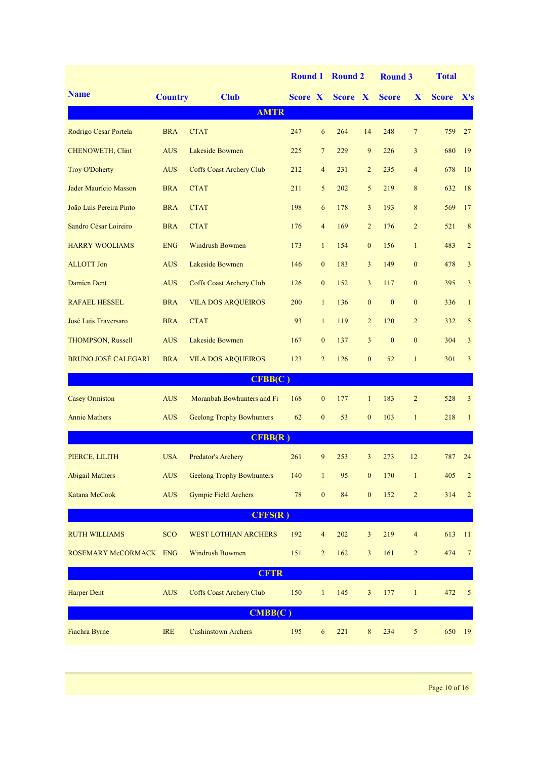| Name | Country | Club | Round 1 Score | X | Round 2 Score | X | Round 3 Score | X | Total Score | X's |
|---|---|---|---|---|---|---|---|---|---|---|
| | | | | | **AMTR** | | | | | |
| Rodrigo Cesar Portela | BRA | CTAT | 247 | 6 | 264 | 14 | 248 | 7 | 759 | 27 |
| CHENOWETH, Clint | AUS | Lakeside Bowmen | 225 | 7 | 229 | 9 | 226 | 3 | 680 | 19 |
| Troy O'Doherty | AUS | Coffs Coast Archery Club | 212 | 4 | 231 | 2 | 235 | 4 | 678 | 10 |
| Jader Maurício Masson | BRA | CTAT | 211 | 5 | 202 | 5 | 219 | 8 | 632 | 18 |
| João Luís Pereira Pinto | BRA | CTAT | 198 | 6 | 178 | 3 | 193 | 8 | 569 | 17 |
| Sandro César Loireiro | BRA | CTAT | 176 | 4 | 169 | 2 | 176 | 2 | 521 | 8 |
| HARRY WOOLIAMS | ENG | Windrush Bowmen | 173 | 1 | 154 | 0 | 156 | 1 | 483 | 2 |
| ALLOTT Jon | AUS | Lakeside Bowmen | 146 | 0 | 183 | 3 | 149 | 0 | 478 | 3 |
| Damien Dent | AUS | Coffs Coast Archery Club | 126 | 0 | 152 | 3 | 117 | 0 | 395 | 3 |
| RAFAEL HESSEL | BRA | VILA DOS ARQUEIROS | 200 | 1 | 136 | 0 | 0 | 0 | 336 | 1 |
| José Luis Traversaro | BRA | CTAT | 93 | 1 | 119 | 2 | 120 | 2 | 332 | 5 |
| THOMPSON, Russell | AUS | Lakeside Bowmen | 167 | 0 | 137 | 3 | 0 | 0 | 304 | 3 |
| BRUNO JOSÉ CALEGARI | BRA | VILA DOS ARQUEIROS | 123 | 2 | 126 | 0 | 52 | 1 | 301 | 3 |
| | | | | | **CFBB(C )** | | | | | |
| Casey Ormiston | AUS | Moranbah Bowhunters and Fi | 168 | 0 | 177 | 1 | 183 | 2 | 528 | 3 |
| Annie Mathers | AUS | Geelong Trophy Bowhunters | 62 | 0 | 53 | 0 | 103 | 1 | 218 | 1 |
| | | | | | **CFBB(R )** | | | | | |
| PIERCE, LILITH | USA | Predator's Archery | 261 | 9 | 253 | 3 | 273 | 12 | 787 | 24 |
| Abigail Mathers | AUS | Geelong Trophy Bowhunters | 140 | 1 | 95 | 0 | 170 | 1 | 405 | 2 |
| Katana McCook | AUS | Gympie Field Archers | 78 | 0 | 84 | 0 | 152 | 2 | 314 | 2 |
| | | | | | **CFFS(R )** | | | | | |
| RUTH WILLIAMS | SCO | WEST LOTHIAN ARCHERS | 192 | 4 | 202 | 3 | 219 | 4 | 613 | 11 |
| ROSEMARY McCORMACK | ENG | Windrush Bowmen | 151 | 2 | 162 | 3 | 161 | 2 | 474 | 7 |
| | | | | | **CFTR** | | | | | |
| Harper Dent | AUS | Coffs Coast Archery Club | 150 | 1 | 145 | 3 | 177 | 1 | 472 | 5 |
| | | | | | **CMBB(C )** | | | | | |
| Fiachra Byrne | IRE | Cushinstown Archers | 195 | 6 | 221 | 8 | 234 | 5 | 650 | 19 |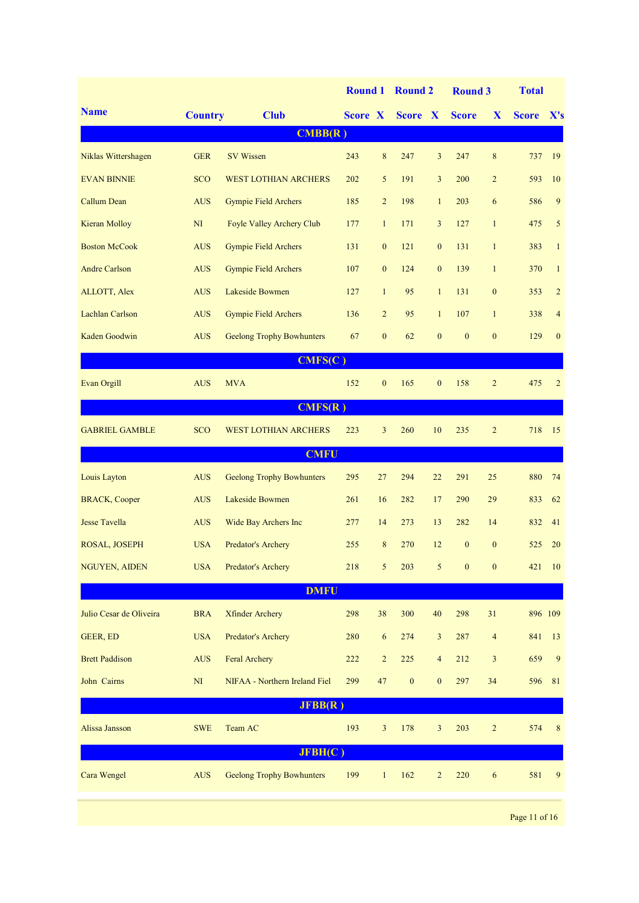| Name | Country | Club | Round 1 Score | X | Round 2 Score | X | Round 3 Score | X | Total Score | X's |
|---|---|---|---|---|---|---|---|---|---|---|
| **CMBB(R )** | | | | | | | | | | |
| Niklas Wittershagen | GER | SV Wissen | 243 | 8 | 247 | 3 | 247 | 8 | 737 | 19 |
| EVAN BINNIE | SCO | WEST LOTHIAN ARCHERS | 202 | 5 | 191 | 3 | 200 | 2 | 593 | 10 |
| Callum Dean | AUS | Gympie Field Archers | 185 | 2 | 198 | 1 | 203 | 6 | 586 | 9 |
| Kieran Molloy | NI | Foyle Valley Archery Club | 177 | 1 | 171 | 3 | 127 | 1 | 475 | 5 |
| Boston McCook | AUS | Gympie Field Archers | 131 | 0 | 121 | 0 | 131 | 1 | 383 | 1 |
| Andre Carlson | AUS | Gympie Field Archers | 107 | 0 | 124 | 0 | 139 | 1 | 370 | 1 |
| ALLOTT, Alex | AUS | Lakeside Bowmen | 127 | 1 | 95 | 1 | 131 | 0 | 353 | 2 |
| Lachlan Carlson | AUS | Gympie Field Archers | 136 | 2 | 95 | 1 | 107 | 1 | 338 | 4 |
| Kaden Goodwin | AUS | Geelong Trophy Bowhunters | 67 | 0 | 62 | 0 | 0 | 0 | 129 | 0 |
| **CMFS(C )** | | | | | | | | | | |
| Evan Orgill | AUS | MVA | 152 | 0 | 165 | 0 | 158 | 2 | 475 | 2 |
| **CMFS(R )** | | | | | | | | | | |
| GABRIEL GAMBLE | SCO | WEST LOTHIAN ARCHERS | 223 | 3 | 260 | 10 | 235 | 2 | 718 | 15 |
| **CMFU** | | | | | | | | | | |
| Louis Layton | AUS | Geelong Trophy Bowhunters | 295 | 27 | 294 | 22 | 291 | 25 | 880 | 74 |
| BRACK, Cooper | AUS | Lakeside Bowmen | 261 | 16 | 282 | 17 | 290 | 29 | 833 | 62 |
| Jesse Tavella | AUS | Wide Bay Archers Inc | 277 | 14 | 273 | 13 | 282 | 14 | 832 | 41 |
| ROSAL, JOSEPH | USA | Predator's Archery | 255 | 8 | 270 | 12 | 0 | 0 | 525 | 20 |
| NGUYEN, AIDEN | USA | Predator's Archery | 218 | 5 | 203 | 5 | 0 | 0 | 421 | 10 |
| **DMFU** | | | | | | | | | | |
| Julio Cesar de Oliveira | BRA | Xfinder Archery | 298 | 38 | 300 | 40 | 298 | 31 | 896 | 109 |
| GEER, ED | USA | Predator's Archery | 280 | 6 | 274 | 3 | 287 | 4 | 841 | 13 |
| Brett Paddison | AUS | Feral Archery | 222 | 2 | 225 | 4 | 212 | 3 | 659 | 9 |
| John Cairns | NI | NIFAA - Northern Ireland Fiel | 299 | 47 | 0 | 0 | 297 | 34 | 596 | 81 |
| **JFBB(R )** | | | | | | | | | | |
| Alissa Jansson | SWE | Team AC | 193 | 3 | 178 | 3 | 203 | 2 | 574 | 8 |
| **JFBH(C )** | | | | | | | | | | |
| Cara Wengel | AUS | Geelong Trophy Bowhunters | 199 | 1 | 162 | 2 | 220 | 6 | 581 | 9 |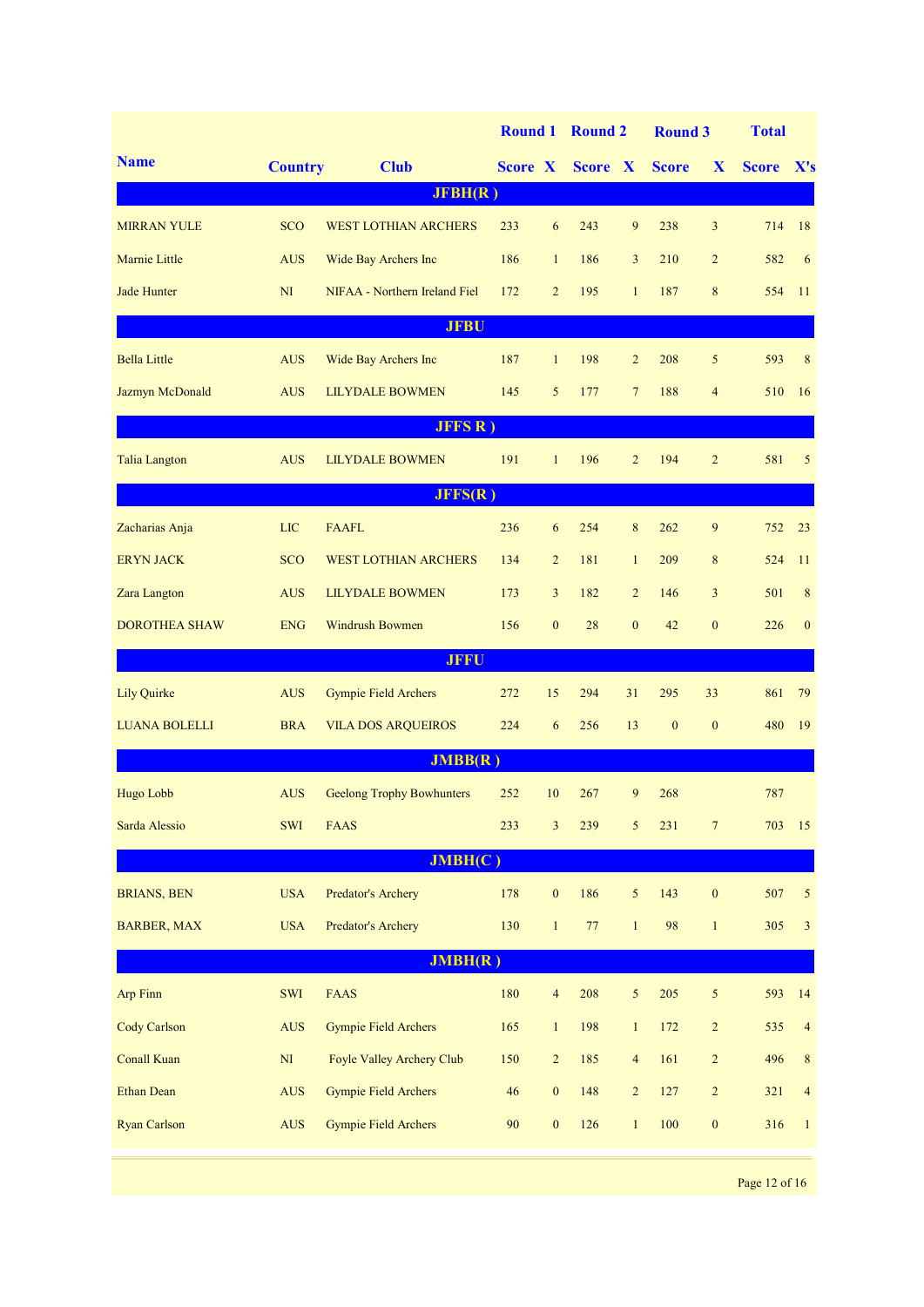| Name | Country | Club | Round 1 Score | X | Round 2 Score | X | Round 3 Score | X | Total Score | X's |
|---|---|---|---|---|---|---|---|---|---|---|
| **JFBH(R )** | | | | | | | | | | |
| MIRRAN YULE | SCO | WEST LOTHIAN ARCHERS | 233 | 6 | 243 | 9 | 238 | 3 | 714 | 18 |
| Marnie Little | AUS | Wide Bay Archers Inc | 186 | 1 | 186 | 3 | 210 | 2 | 582 | 6 |
| Jade Hunter | NI | NIFAA - Northern Ireland Fiel | 172 | 2 | 195 | 1 | 187 | 8 | 554 | 11 |
| **JFBU** | | | | | | | | | | |
| Bella Little | AUS | Wide Bay Archers Inc | 187 | 1 | 198 | 2 | 208 | 5 | 593 | 8 |
| Jazmyn McDonald | AUS | LILYDALE BOWMEN | 145 | 5 | 177 | 7 | 188 | 4 | 510 | 16 |
| **JFFS R )** | | | | | | | | | | |
| Talia Langton | AUS | LILYDALE BOWMEN | 191 | 1 | 196 | 2 | 194 | 2 | 581 | 5 |
| **JFFS(R )** | | | | | | | | | | |
| Zacharias Anja | LIC | FAAFL | 236 | 6 | 254 | 8 | 262 | 9 | 752 | 23 |
| ERYN JACK | SCO | WEST LOTHIAN ARCHERS | 134 | 2 | 181 | 1 | 209 | 8 | 524 | 11 |
| Zara Langton | AUS | LILYDALE BOWMEN | 173 | 3 | 182 | 2 | 146 | 3 | 501 | 8 |
| DOROTHEA SHAW | ENG | Windrush Bowmen | 156 | 0 | 28 | 0 | 42 | 0 | 226 | 0 |
| **JFFU** | | | | | | | | | | |
| Lily Quirke | AUS | Gympie Field Archers | 272 | 15 | 294 | 31 | 295 | 33 | 861 | 79 |
| LUANA BOLELLI | BRA | VILA DOS ARQUEIROS | 224 | 6 | 256 | 13 | 0 | 0 | 480 | 19 |
| **JMBB(R )** | | | | | | | | | | |
| Hugo Lobb | AUS | Geelong Trophy Bowhunters | 252 | 10 | 267 | 9 | 268 | | 787 | |
| Sarda Alessio | SWI | FAAS | 233 | 3 | 239 | 5 | 231 | 7 | 703 | 15 |
| **JMBH(C )** | | | | | | | | | | |
| BRIANS, BEN | USA | Predator's Archery | 178 | 0 | 186 | 5 | 143 | 0 | 507 | 5 |
| BARBER, MAX | USA | Predator's Archery | 130 | 1 | 77 | 1 | 98 | 1 | 305 | 3 |
| **JMBH(R )** | | | | | | | | | | |
| Arp Finn | SWI | FAAS | 180 | 4 | 208 | 5 | 205 | 5 | 593 | 14 |
| Cody Carlson | AUS | Gympie Field Archers | 165 | 1 | 198 | 1 | 172 | 2 | 535 | 4 |
| Conall Kuan | NI | Foyle Valley Archery Club | 150 | 2 | 185 | 4 | 161 | 2 | 496 | 8 |
| Ethan Dean | AUS | Gympie Field Archers | 46 | 0 | 148 | 2 | 127 | 2 | 321 | 4 |
| Ryan Carlson | AUS | Gympie Field Archers | 90 | 0 | 126 | 1 | 100 | 0 | 316 | 1 |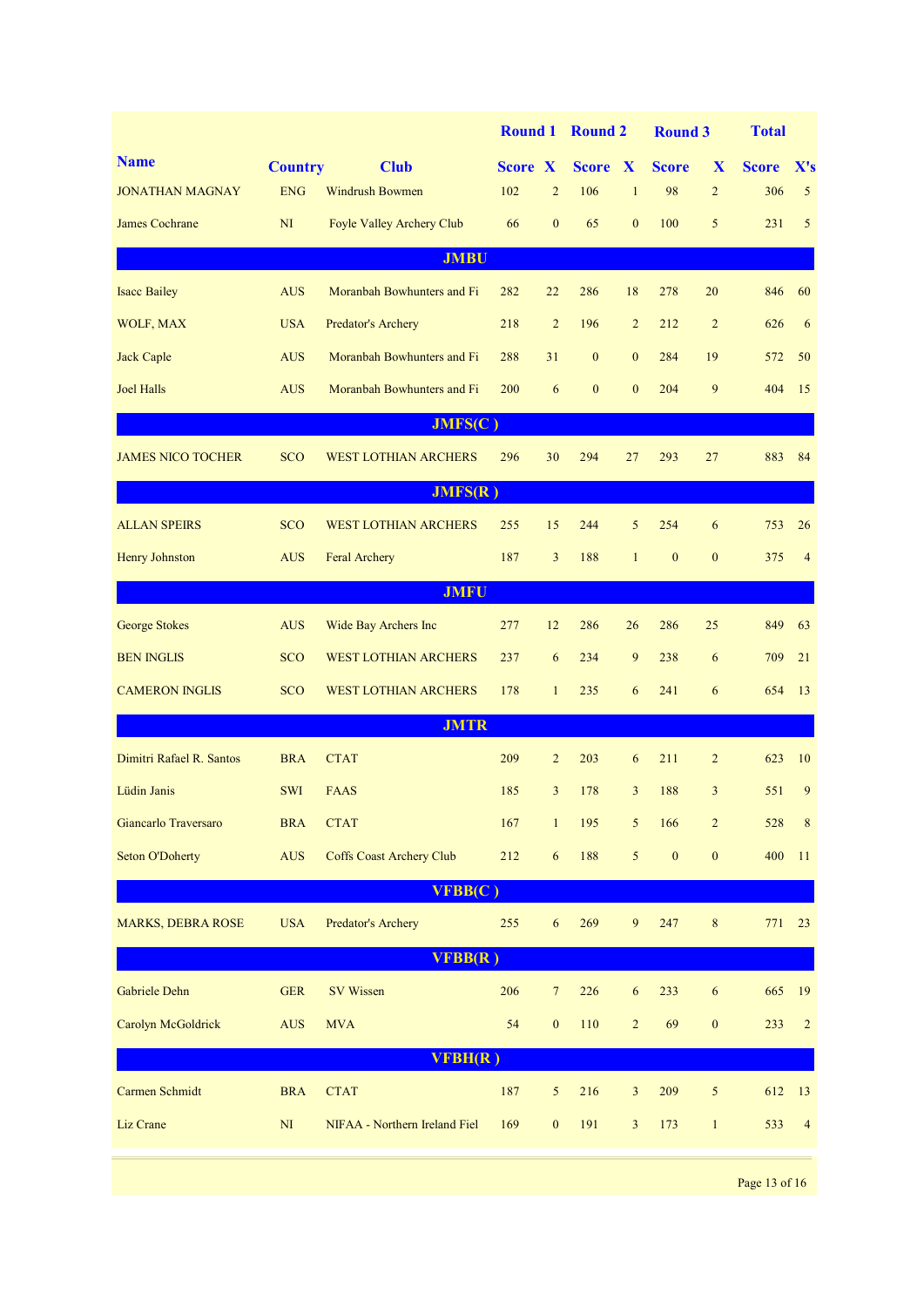| Name | Country | Club | Round 1 Score | X | Round 2 Score | X | Round 3 Score | X | Total Score | X's |
|---|---|---|---|---|---|---|---|---|---|---|
| JONATHAN MAGNAY | ENG | Windrush Bowmen | 102 | 2 | 106 | 1 | 98 | 2 | 306 | 5 |
| James Cochrane | NI | Foyle Valley Archery Club | 66 | 0 | 65 | 0 | 100 | 5 | 231 | 5 |
| **JMBU** | | | | | | | | | | |
| Isacc Bailey | AUS | Moranbah Bowhunters and Fi | 282 | 22 | 286 | 18 | 278 | 20 | 846 | 60 |
| WOLF, MAX | USA | Predator's Archery | 218 | 2 | 196 | 2 | 212 | 2 | 626 | 6 |
| Jack Caple | AUS | Moranbah Bowhunters and Fi | 288 | 31 | 0 | 0 | 284 | 19 | 572 | 50 |
| Joel Halls | AUS | Moranbah Bowhunters and Fi | 200 | 6 | 0 | 0 | 204 | 9 | 404 | 15 |
| **JMFS(C )** | | | | | | | | | | |
| JAMES NICO TOCHER | SCO | WEST LOTHIAN ARCHERS | 296 | 30 | 294 | 27 | 293 | 27 | 883 | 84 |
| **JMFS(R )** | | | | | | | | | | |
| ALLAN SPEIRS | SCO | WEST LOTHIAN ARCHERS | 255 | 15 | 244 | 5 | 254 | 6 | 753 | 26 |
| Henry Johnston | AUS | Feral Archery | 187 | 3 | 188 | 1 | 0 | 0 | 375 | 4 |
| **JMFU** | | | | | | | | | | |
| George Stokes | AUS | Wide Bay Archers Inc | 277 | 12 | 286 | 26 | 286 | 25 | 849 | 63 |
| BEN INGLIS | SCO | WEST LOTHIAN ARCHERS | 237 | 6 | 234 | 9 | 238 | 6 | 709 | 21 |
| CAMERON INGLIS | SCO | WEST LOTHIAN ARCHERS | 178 | 1 | 235 | 6 | 241 | 6 | 654 | 13 |
| **JMTR** | | | | | | | | | | |
| Dimitri Rafael R. Santos | BRA | CTAT | 209 | 2 | 203 | 6 | 211 | 2 | 623 | 10 |
| Lüdin Janis | SWI | FAAS | 185 | 3 | 178 | 3 | 188 | 3 | 551 | 9 |
| Giancarlo Traversaro | BRA | CTAT | 167 | 1 | 195 | 5 | 166 | 2 | 528 | 8 |
| Seton O'Doherty | AUS | Coffs Coast Archery Club | 212 | 6 | 188 | 5 | 0 | 0 | 400 | 11 |
| **VFBB(C )** | | | | | | | | | | |
| MARKS, DEBRA ROSE | USA | Predator's Archery | 255 | 6 | 269 | 9 | 247 | 8 | 771 | 23 |
| **VFBB(R )** | | | | | | | | | | |
| Gabriele Dehn | GER | SV Wissen | 206 | 7 | 226 | 6 | 233 | 6 | 665 | 19 |
| Carolyn McGoldrick | AUS | MVA | 54 | 0 | 110 | 2 | 69 | 0 | 233 | 2 |
| **VFBH(R )** | | | | | | | | | | |
| Carmen Schmidt | BRA | CTAT | 187 | 5 | 216 | 3 | 209 | 5 | 612 | 13 |
| Liz Crane | NI | NIFAA - Northern Ireland Fiel | 169 | 0 | 191 | 3 | 173 | 1 | 533 | 4 |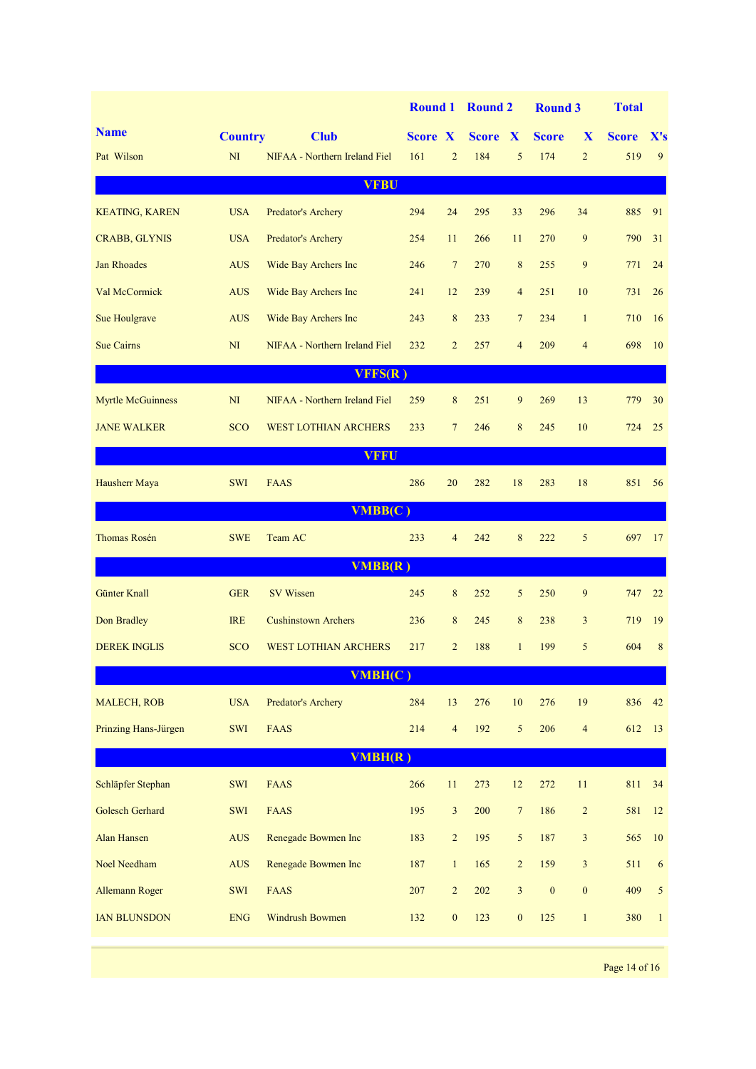| | | | Round 1 | | Round 2 | | Round 3 | | Total | |
|---|---|---|---|---|---|---|---|---|---|---|
| **Name** | **Country** | **Club** | **Score** | **X** | **Score** | **X** | **Score** | **X** | **Score** | **X's** |
| Pat Wilson | NI | NIFAA - Northern Ireland Fiel | 161 | 2 | 184 | 5 | 174 | 2 | 519 | 9 |
| | | **VFBU** | | | | | | | | |
| KEATING, KAREN | USA | Predator's Archery | 294 | 24 | 295 | 33 | 296 | 34 | 885 | 91 |
| CRABB, GLYNIS | USA | Predator's Archery | 254 | 11 | 266 | 11 | 270 | 9 | 790 | 31 |
| Jan Rhoades | AUS | Wide Bay Archers Inc | 246 | 7 | 270 | 8 | 255 | 9 | 771 | 24 |
| Val McCormick | AUS | Wide Bay Archers Inc | 241 | 12 | 239 | 4 | 251 | 10 | 731 | 26 |
| Sue Houlgrave | AUS | Wide Bay Archers Inc | 243 | 8 | 233 | 7 | 234 | 1 | 710 | 16 |
| Sue Cairns | NI | NIFAA - Northern Ireland Fiel | 232 | 2 | 257 | 4 | 209 | 4 | 698 | 10 |
| | | **VFFS(R )** | | | | | | | | |
| Myrtle McGuinness | NI | NIFAA - Northern Ireland Fiel | 259 | 8 | 251 | 9 | 269 | 13 | 779 | 30 |
| JANE WALKER | SCO | WEST LOTHIAN ARCHERS | 233 | 7 | 246 | 8 | 245 | 10 | 724 | 25 |
| | | **VFFU** | | | | | | | | |
| Hausherr Maya | SWI | FAAS | 286 | 20 | 282 | 18 | 283 | 18 | 851 | 56 |
| | | **VMBB(C )** | | | | | | | | |
| Thomas Rosén | SWE | Team AC | 233 | 4 | 242 | 8 | 222 | 5 | 697 | 17 |
| | | **VMBB(R )** | | | | | | | | |
| Günter Knall | GER | SV Wissen | 245 | 8 | 252 | 5 | 250 | 9 | 747 | 22 |
| Don Bradley | IRE | Cushinstown Archers | 236 | 8 | 245 | 8 | 238 | 3 | 719 | 19 |
| DEREK INGLIS | SCO | WEST LOTHIAN ARCHERS | 217 | 2 | 188 | 1 | 199 | 5 | 604 | 8 |
| | | **VMBH(C )** | | | | | | | | |
| MALECH, ROB | USA | Predator's Archery | 284 | 13 | 276 | 10 | 276 | 19 | 836 | 42 |
| Prinzing Hans-Jürgen | SWI | FAAS | 214 | 4 | 192 | 5 | 206 | 4 | 612 | 13 |
| | | **VMBH(R )** | | | | | | | | |
| Schläpfer Stephan | SWI | FAAS | 266 | 11 | 273 | 12 | 272 | 11 | 811 | 34 |
| Golesch Gerhard | SWI | FAAS | 195 | 3 | 200 | 7 | 186 | 2 | 581 | 12 |
| Alan Hansen | AUS | Renegade Bowmen Inc | 183 | 2 | 195 | 5 | 187 | 3 | 565 | 10 |
| Noel Needham | AUS | Renegade Bowmen Inc | 187 | 1 | 165 | 2 | 159 | 3 | 511 | 6 |
| Allemann Roger | SWI | FAAS | 207 | 2 | 202 | 3 | 0 | 0 | 409 | 5 |
| IAN BLUNSDON | ENG | Windrush Bowmen | 132 | 0 | 123 | 0 | 125 | 1 | 380 | 1 |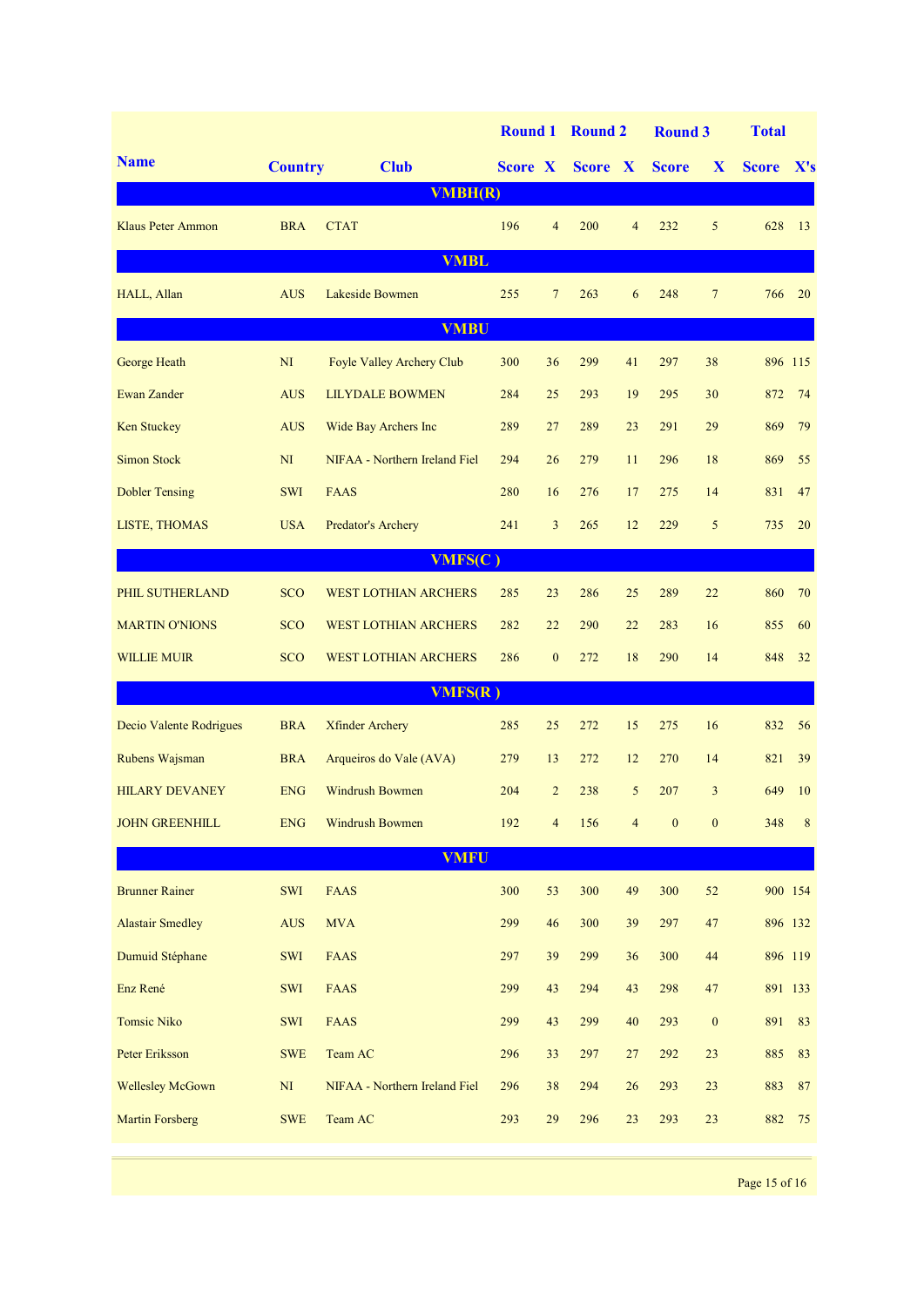| Name | Country | Club | Round 1 Score | X | Round 2 Score | X | Round 3 Score | X | Total Score | X's |
|---|---|---|---|---|---|---|---|---|---|---|
| **VMBH(R)** | | | | | | | | | | |
| Klaus Peter Ammon | BRA | CTAT | 196 | 4 | 200 | 4 | 232 | 5 | 628 | 13 |
| **VMBL** | | | | | | | | | | |
| HALL, Allan | AUS | Lakeside Bowmen | 255 | 7 | 263 | 6 | 248 | 7 | 766 | 20 |
| **VMBU** | | | | | | | | | | |
| George Heath | NI | Foyle Valley Archery Club | 300 | 36 | 299 | 41 | 297 | 38 | 896 | 115 |
| Ewan Zander | AUS | LILYDALE BOWMEN | 284 | 25 | 293 | 19 | 295 | 30 | 872 | 74 |
| Ken Stuckey | AUS | Wide Bay Archers Inc | 289 | 27 | 289 | 23 | 291 | 29 | 869 | 79 |
| Simon Stock | NI | NIFAA - Northern Ireland Fiel | 294 | 26 | 279 | 11 | 296 | 18 | 869 | 55 |
| Dobler Tensing | SWI | FAAS | 280 | 16 | 276 | 17 | 275 | 14 | 831 | 47 |
| LISTE, THOMAS | USA | Predator's Archery | 241 | 3 | 265 | 12 | 229 | 5 | 735 | 20 |
| **VMFS(C )** | | | | | | | | | | |
| PHIL SUTHERLAND | SCO | WEST LOTHIAN ARCHERS | 285 | 23 | 286 | 25 | 289 | 22 | 860 | 70 |
| MARTIN O'NIONS | SCO | WEST LOTHIAN ARCHERS | 282 | 22 | 290 | 22 | 283 | 16 | 855 | 60 |
| WILLIE MUIR | SCO | WEST LOTHIAN ARCHERS | 286 | 0 | 272 | 18 | 290 | 14 | 848 | 32 |
| **VMFS(R )** | | | | | | | | | | |
| Decio Valente Rodrigues | BRA | Xfinder Archery | 285 | 25 | 272 | 15 | 275 | 16 | 832 | 56 |
| Rubens Wajsman | BRA | Arqueiros do Vale (AVA) | 279 | 13 | 272 | 12 | 270 | 14 | 821 | 39 |
| HILARY DEVANEY | ENG | Windrush Bowmen | 204 | 2 | 238 | 5 | 207 | 3 | 649 | 10 |
| JOHN GREENHILL | ENG | Windrush Bowmen | 192 | 4 | 156 | 4 | 0 | 0 | 348 | 8 |
| **VMFU** | | | | | | | | | | |
| Brunner Rainer | SWI | FAAS | 300 | 53 | 300 | 49 | 300 | 52 | 900 | 154 |
| Alastair Smedley | AUS | MVA | 299 | 46 | 300 | 39 | 297 | 47 | 896 | 132 |
| Dumuid Stéphane | SWI | FAAS | 297 | 39 | 299 | 36 | 300 | 44 | 896 | 119 |
| Enz René | SWI | FAAS | 299 | 43 | 294 | 43 | 298 | 47 | 891 | 133 |
| Tomsic Niko | SWI | FAAS | 299 | 43 | 299 | 40 | 293 | 0 | 891 | 83 |
| Peter Eriksson | SWE | Team AC | 296 | 33 | 297 | 27 | 292 | 23 | 885 | 83 |
| Wellesley McGown | NI | NIFAA - Northern Ireland Fiel | 296 | 38 | 294 | 26 | 293 | 23 | 883 | 87 |
| Martin Forsberg | SWE | Team AC | 293 | 29 | 296 | 23 | 293 | 23 | 882 | 75 |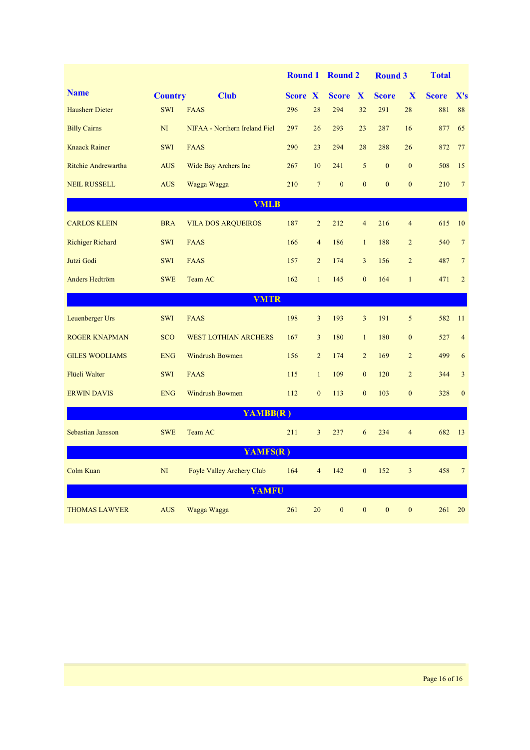| | | | Round 1 | | Round 2 | | Round 3 | | Total | |
|---|---|---|---|---|---|---|---|---|---|---|
| **Name** | **Country** | **Club** | **Score** | **X** | **Score** | **X** | **Score** | **X** | **Score** | **X's** |
| Hausherr Dieter | SWI | FAAS | 296 | 28 | 294 | 32 | 291 | 28 | 881 | 88 |
| Billy Cairns | NI | NIFAA - Northern Ireland Fiel | 297 | 26 | 293 | 23 | 287 | 16 | 877 | 65 |
| Knaack Rainer | SWI | FAAS | 290 | 23 | 294 | 28 | 288 | 26 | 872 | 77 |
| Ritchie Andrewartha | AUS | Wide Bay Archers Inc | 267 | 10 | 241 | 5 | 0 | 0 | 508 | 15 |
| NEIL RUSSELL | AUS | Wagga Wagga | 210 | 7 | 0 | 0 | 0 | 0 | 210 | 7 |
| **VMLB** | | | | | | | | | | |
| CARLOS KLEIN | BRA | VILA DOS ARQUEIROS | 187 | 2 | 212 | 4 | 216 | 4 | 615 | 10 |
| Richiger Richard | SWI | FAAS | 166 | 4 | 186 | 1 | 188 | 2 | 540 | 7 |
| Jutzi Godi | SWI | FAAS | 157 | 2 | 174 | 3 | 156 | 2 | 487 | 7 |
| Anders Hedtröm | SWE | Team AC | 162 | 1 | 145 | 0 | 164 | 1 | 471 | 2 |
| **VMTR** | | | | | | | | | | |
| Leuenberger Urs | SWI | FAAS | 198 | 3 | 193 | 3 | 191 | 5 | 582 | 11 |
| ROGER KNAPMAN | SCO | WEST LOTHIAN ARCHERS | 167 | 3 | 180 | 1 | 180 | 0 | 527 | 4 |
| GILES WOOLIAMS | ENG | Windrush Bowmen | 156 | 2 | 174 | 2 | 169 | 2 | 499 | 6 |
| Flüeli Walter | SWI | FAAS | 115 | 1 | 109 | 0 | 120 | 2 | 344 | 3 |
| ERWIN DAVIS | ENG | Windrush Bowmen | 112 | 0 | 113 | 0 | 103 | 0 | 328 | 0 |
| **YAMBB(R )** | | | | | | | | | | |
| Sebastian Jansson | SWE | Team AC | 211 | 3 | 237 | 6 | 234 | 4 | 682 | 13 |
| **YAMFS(R )** | | | | | | | | | | |
| Colm Kuan | NI | Foyle Valley Archery Club | 164 | 4 | 142 | 0 | 152 | 3 | 458 | 7 |
| **YAMFU** | | | | | | | | | | |
| THOMAS LAWYER | AUS | Wagga Wagga | 261 | 20 | 0 | 0 | 0 | 0 | 261 | 20 |